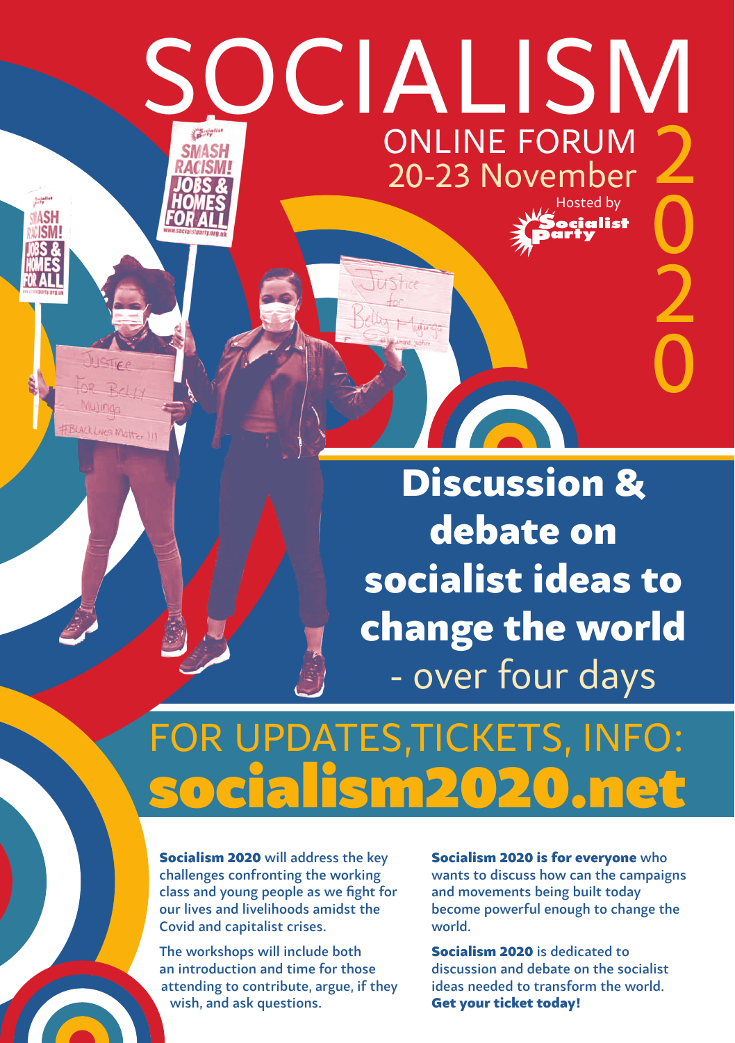# SOCIALISM 2020

## ONLINE FORUM
## 20-23 November

Hosted by Socialist Party

# Discussion & debate on socialist ideas to change the world - over four days

## FOR UPDATES,TICKETS, INFO:
# socialism2020.net

**Socialism 2020** will address the key challenges confronting the working class and young people as we fight for our lives and livelihoods amidst the Covid and capitalist crises.

The workshops will include both an introduction and time for those attending to contribute, argue, if they wish, and ask questions.

**Socialism 2020 is for everyone** who wants to discuss how can the campaigns and movements being built today become powerful enough to change the world.

**Socialism 2020** is dedicated to discussion and debate on the socialist ideas needed to transform the world. **Get your ticket today!**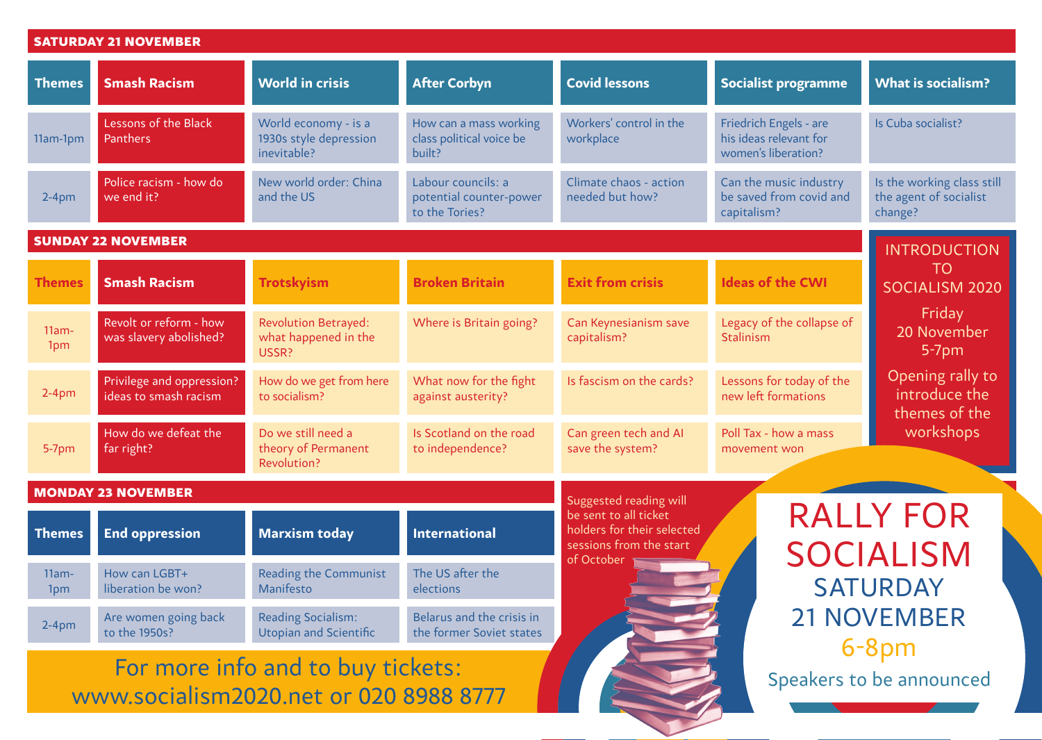## SATURDAY 21 NOVEMBER

| Themes | Smash Racism | World in crisis | After Corbyn | Covid lessons | Socialist programme | What is socialism? |
|---|---|---|---|---|---|---|
| 11am-1pm | Lessons of the Black Panthers | World economy - is a 1930s style depression inevitable? | How can a mass working class political voice be built? | Workers' control in the workplace | Friedrich Engels - are his ideas relevant for women's liberation? | Is Cuba socialist? |
| 2-4pm | Police racism - how do we end it? | New world order: China and the US | Labour councils: a potential counter-power to the Tories? | Climate chaos - action needed but how? | Can the music industry be saved from covid and capitalism? | Is the working class still the agent of socialist change? |

## SUNDAY 22 NOVEMBER

| Themes | Smash Racism | Trotskyism | Broken Britain | Exit from crisis | Ideas of the CWI |
|---|---|---|---|---|---|
| 11am-1pm | Revolt or reform - how was slavery abolished? | Revolution Betrayed: what happened in the USSR? | Where is Britain going? | Can Keynesianism save capitalism? | Legacy of the collapse of Stalinism |
| 2-4pm | Privilege and oppression? ideas to smash racism | How do we get from here to socialism? | What now for the fight against austerity? | Is fascism on the cards? | Lessons for today of the new left formations |
| 5-7pm | How do we defeat the far right? | Do we still need a theory of Permanent Revolution? | Is Scotland on the road to independence? | Can green tech and AI save the system? | Poll Tax - how a mass movement won |

### INTRODUCTION TO SOCIALISM 2020

Friday 20 November 5-7pm

Opening rally to introduce the themes of the workshops

## MONDAY 23 NOVEMBER

| Themes | End oppression | Marxism today | International |
|---|---|---|---|
| 11am-1pm | How can LGBT+ liberation be won? | Reading the Communist Manifesto | The US after the elections |
| 2-4pm | Are women going back to the 1950s? | Reading Socialism: Utopian and Scientific | Belarus and the crisis in the former Soviet states |

Suggested reading will be sent to all ticket holders for their selected sessions from the start of October

# RALLY FOR SOCIALISM

## SATURDAY 21 NOVEMBER

**6-8pm**

Speakers to be announced

For more info and to buy tickets: www.socialism2020.net or 020 8988 8777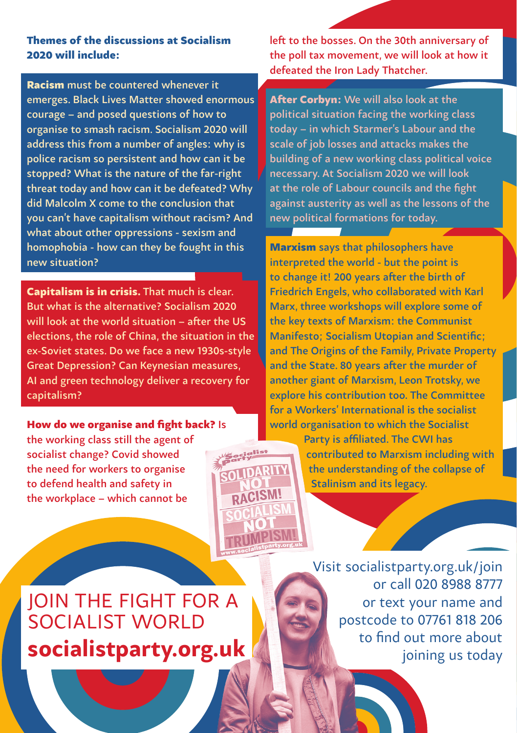**Themes of the discussions at Socialism 2020 will include:**

**Racism** must be countered whenever it emerges. Black Lives Matter showed enormous courage – and posed questions of how to organise to smash racism. Socialism 2020 will address this from a number of angles: why is police racism so persistent and how can it be stopped? What is the nature of the far-right threat today and how can it be defeated? Why did Malcolm X come to the conclusion that you can't have capitalism without racism? And what about other oppressions - sexism and homophobia - how can they be fought in this new situation?

**Capitalism is in crisis.** That much is clear. But what is the alternative? Socialism 2020 will look at the world situation – after the US elections, the role of China, the situation in the ex-Soviet states. Do we face a new 1930s-style Great Depression? Can Keynesian measures, AI and green technology deliver a recovery for capitalism?

**How do we organise and fight back?** Is the working class still the agent of socialist change? Covid showed the need for workers to organise to defend health and safety in the workplace – which cannot be left to the bosses. On the 30th anniversary of the poll tax movement, we will look at how it defeated the Iron Lady Thatcher.

**After Corbyn:** We will also look at the political situation facing the working class today – in which Starmer's Labour and the scale of job losses and attacks makes the building of a new working class political voice necessary. At Socialism 2020 we will look at the role of Labour councils and the fight against austerity as well as the lessons of the new political formations for today.

**Marxism** says that philosophers have interpreted the world - but the point is to change it! 200 years after the birth of Friedrich Engels, who collaborated with Karl Marx, three workshops will explore some of the key texts of Marxism: the Communist Manifesto; Socialism Utopian and Scientific; and The Origins of the Family, Private Property and the State. 80 years after the murder of another giant of Marxism, Leon Trotsky, we explore his contribution too. The Committee for a Workers' International is the socialist world organisation to which the Socialist Party is affiliated. The CWI has contributed to Marxism including with the understanding of the collapse of Stalinism and its legacy.

Socialist Party
SOLIDARITY NOT RACISM!
SOCIALISM NOT TRUMPISM!
www.socialistparty.org.uk

# JOIN THE FIGHT FOR A SOCIALIST WORLD

**socialistparty.org.uk**

Visit socialistparty.org.uk/join or call 020 8988 8777 or text your name and postcode to 07761 818 206 to find out more about joining us today